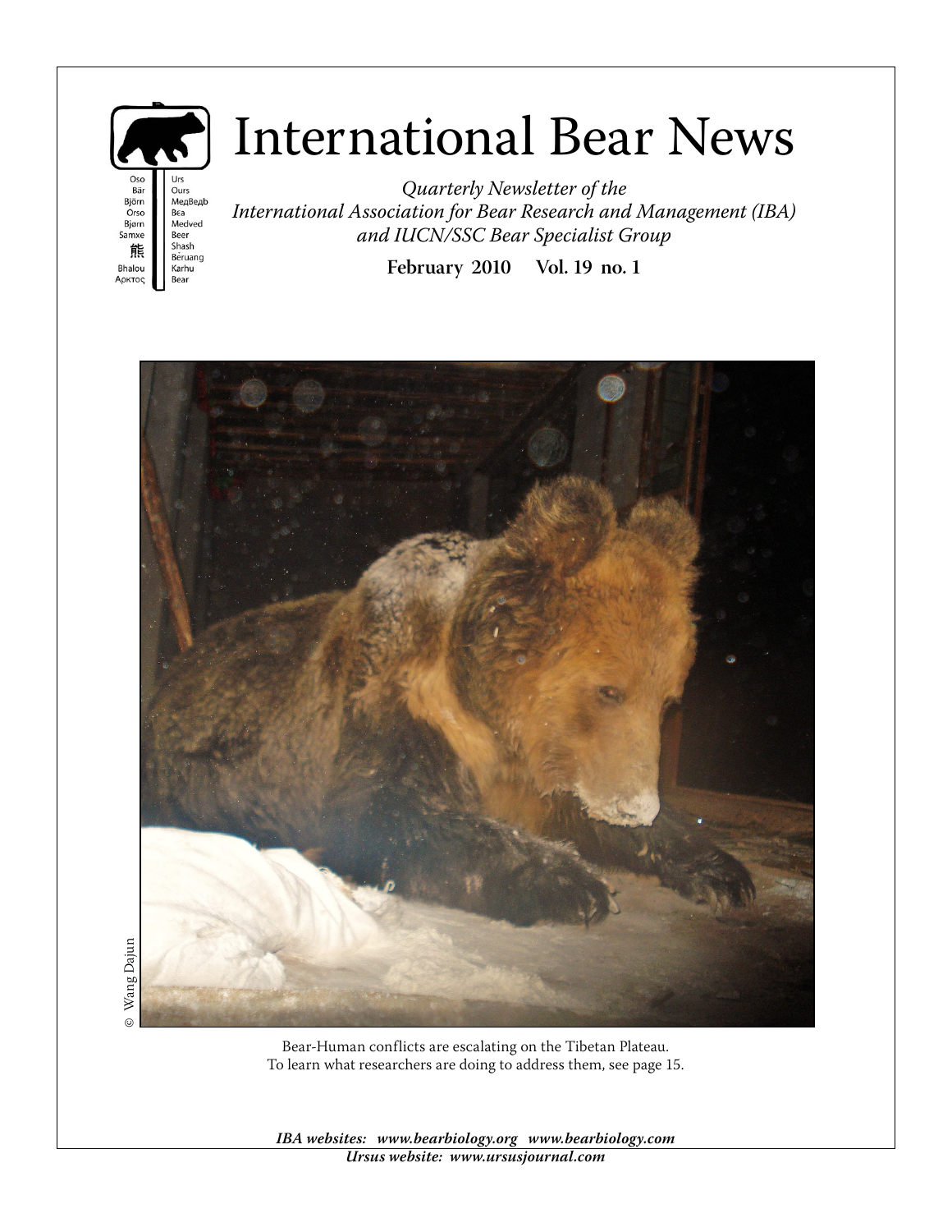# International Bear News

*Quarterly Newsletter of the International Association for Bear Research and Management (IBA) and IUCN/SSC Bear Specialist Group*

**February 2010 Vol. 19 no. 1**

© Wang Dajun

Bear-Human conflicts are escalating on the Tibetan Plateau. To learn what researchers are doing to address them, see page 15.

***IBA websites: www.bearbiology.org www.bearbiology.com***
***Ursus website: www.ursusjournal.com***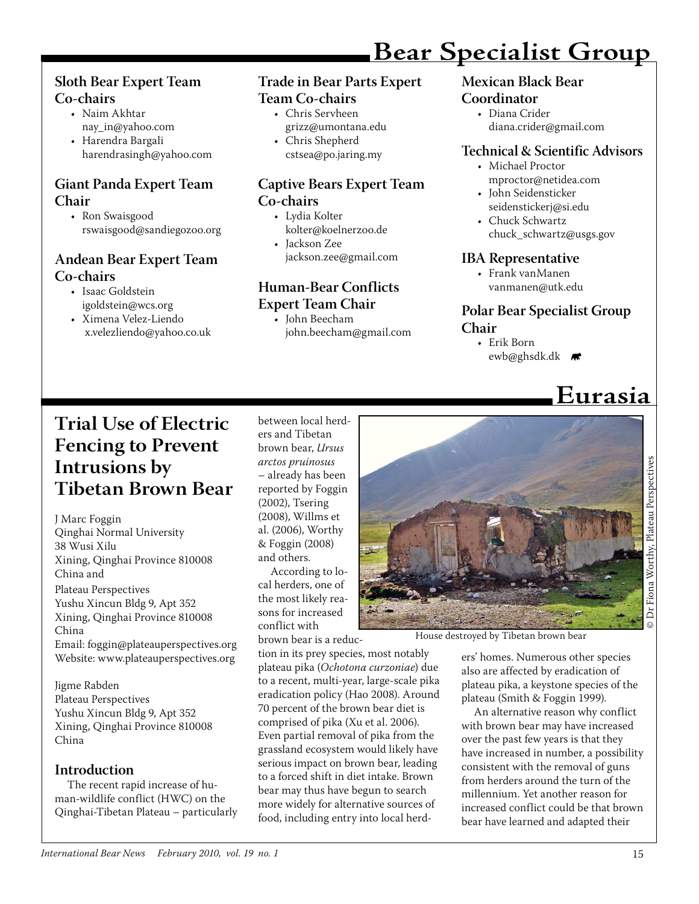# Bear Specialist Group

### Sloth Bear Expert Team Co-chairs

- Naim Akhtar
  nay_in@yahoo.com
- Harendra Bargali
  harendrasingh@yahoo.com

### Giant Panda Expert Team Chair

- Ron Swaisgood
  rswaisgood@sandiegozoo.org

### Andean Bear Expert Team Co-chairs

- Isaac Goldstein
  igoldstein@wcs.org
- Ximena Velez-Liendo
  x.velezliendo@yahoo.co.uk

### Trade in Bear Parts Expert Team Co-chairs

- Chris Servheen
  grizz@umontana.edu
- Chris Shepherd
  cstsea@po.jaring.my

### Captive Bears Expert Team Co-chairs

- Lydia Kolter
  kolter@koelnerzoo.de
- Jackson Zee
  jackson.zee@gmail.com

### Human-Bear Conflicts Expert Team Chair

- John Beecham
  john.beecham@gmail.com

### Mexican Black Bear Coordinator

- Diana Crider
  diana.crider@gmail.com

### Technical & Scientific Advisors

- Michael Proctor
  mproctor@netidea.com
- John Seidensticker
  seidenstickerj@si.edu
- Chuck Schwartz
  chuck_schwartz@usgs.gov

### IBA Representative

- Frank vanManen
  vanmanen@utk.edu

### Polar Bear Specialist Group Chair

- Erik Born
  ewb@ghsdk.dk

# Eurasia

## Trial Use of Electric Fencing to Prevent Intrusions by Tibetan Brown Bear

J Marc Foggin
Qinghai Normal University
38 Wusi Xilu
Xining, Qinghai Province 810008
China and
Plateau Perspectives
Yushu Xincun Bldg 9, Apt 352
Xining, Qinghai Province 810008
China
Email: foggin@plateauperspectives.org
Website: www.plateauperspectives.org

Jigme Rabden
Plateau Perspectives
Yushu Xincun Bldg 9, Apt 352
Xining, Qinghai Province 810008
China

### Introduction

The recent rapid increase of human-wildlife conflict (HWC) on the Qinghai-Tibetan Plateau – particularly between local herders and Tibetan brown bear, *Ursus arctos pruinosus* – already has been reported by Foggin (2002), Tsering (2008), Willms et al. (2006), Worthy & Foggin (2008) and others.

According to local herders, one of the most likely reasons for increased conflict with brown bear is a reduction in its prey species, most notably plateau pika (*Ochotona curzoniae*) due to a recent, multi-year, large-scale pika eradication policy (Hao 2008). Around 70 percent of the brown bear diet is comprised of pika (Xu et al. 2006). Even partial removal of pika from the grassland ecosystem would likely have serious impact on brown bear, leading to a forced shift in diet intake. Brown bear may thus have begun to search more widely for alternative sources of food, including entry into local herders' homes. Numerous other species also are affected by eradication of plateau pika, a keystone species of the plateau (Smith & Foggin 1999).

House destroyed by Tibetan brown bear

© Dr Fiona Worthy, Plateau Perspectives

An alternative reason why conflict with brown bear may have increased over the past few years is that they have increased in number, a possibility consistent with the removal of guns from herders around the turn of the millennium. Yet another reason for increased conflict could be that brown bear have learned and adapted their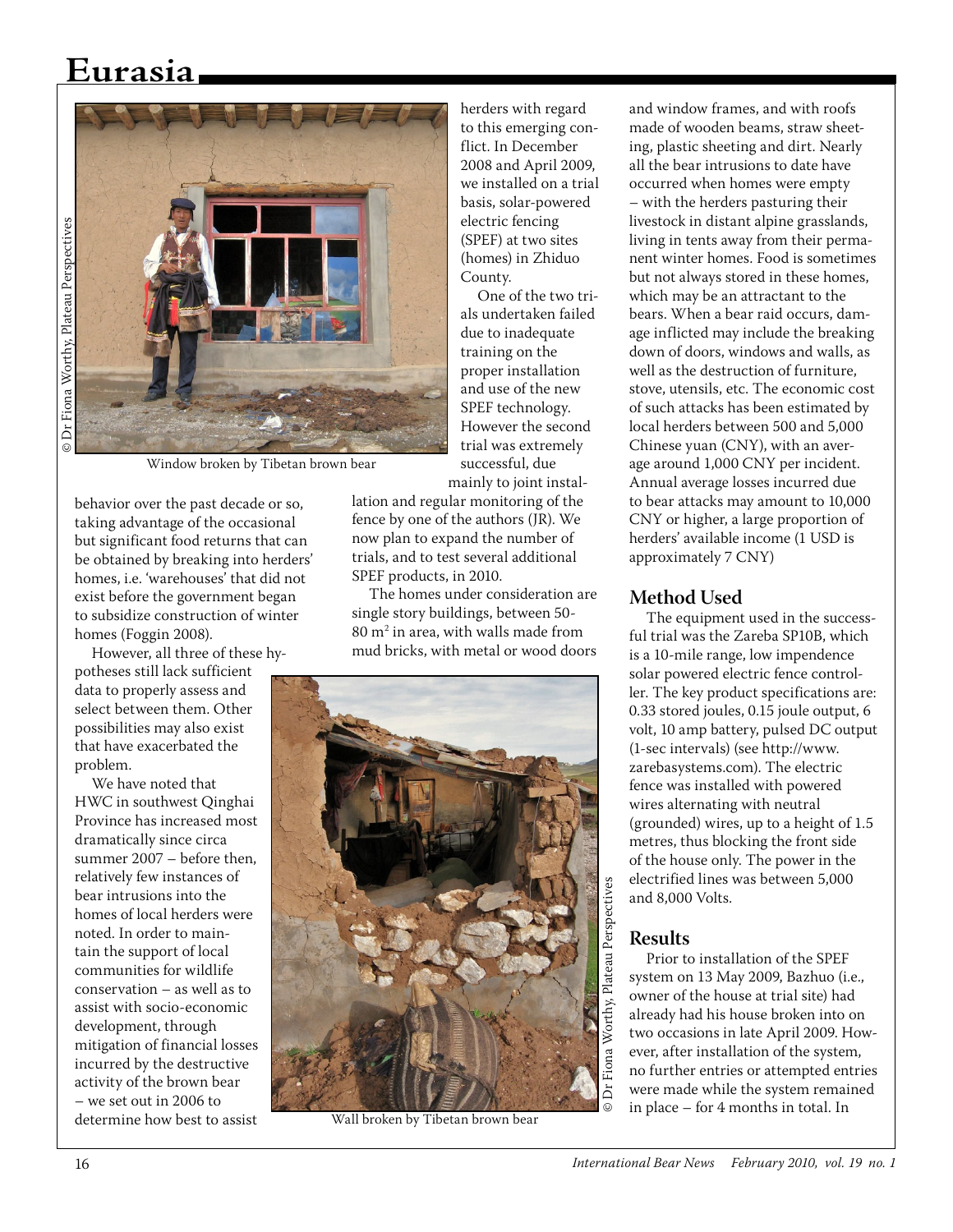Window broken by Tibetan brown bear

behavior over the past decade or so, taking advantage of the occasional but significant food returns that can be obtained by breaking into herders' homes, i.e. 'warehouses' that did not exist before the government began to subsidize construction of winter homes (Foggin 2008).

However, all three of these hypotheses still lack sufficient data to properly assess and select between them. Other possibilities may also exist that have exacerbated the problem.

We have noted that HWC in southwest Qinghai Province has increased most dramatically since circa summer 2007 – before then, relatively few instances of bear intrusions into the homes of local herders were noted. In order to maintain the support of local communities for wildlife conservation – as well as to assist with socio-economic development, through mitigation of financial losses incurred by the destructive activity of the brown bear – we set out in 2006 to determine how best to assist herders with regard to this emerging conflict. In December 2008 and April 2009, we installed on a trial basis, solar-powered electric fencing (SPEF) at two sites (homes) in Zhiduo County.

One of the two trials undertaken failed due to inadequate training on the proper installation and use of the new SPEF technology. However the second trial was extremely successful, due mainly to joint installation and regular monitoring of the fence by one of the authors (JR). We now plan to expand the number of trials, and to test several additional SPEF products, in 2010.

The homes under consideration are single story buildings, between 50-80 m$^2$ in area, with walls made from mud bricks, with metal or wood doors and window frames, and with roofs made of wooden beams, straw sheeting, plastic sheeting and dirt. Nearly all the bear intrusions to date have occurred when homes were empty – with the herders pasturing their livestock in distant alpine grasslands, living in tents away from their permanent winter homes. Food is sometimes but not always stored in these homes, which may be an attractant to the bears. When a bear raid occurs, damage inflicted may include the breaking down of doors, windows and walls, as well as the destruction of furniture, stove, utensils, etc. The economic cost of such attacks has been estimated by local herders between 500 and 5,000 Chinese yuan (CNY), with an average around 1,000 CNY per incident. Annual average losses incurred due to bear attacks may amount to 10,000 CNY or higher, a large proportion of herders' available income (1 USD is approximately 7 CNY)

Wall broken by Tibetan brown bear

## Method Used

The equipment used in the successful trial was the Zareba SP10B, which is a 10-mile range, low impendence solar powered electric fence controller. The key product specifications are: 0.33 stored joules, 0.15 joule output, 6 volt, 10 amp battery, pulsed DC output (1-sec intervals) (see http://www.zarebasystems.com). The electric fence was installed with powered wires alternating with neutral (grounded) wires, up to a height of 1.5 metres, thus blocking the front side of the house only. The power in the electrified lines was between 5,000 and 8,000 Volts.

## Results

Prior to installation of the SPEF system on 13 May 2009, Bazhuo (i.e., owner of the house at trial site) had already had his house broken into on two occasions in late April 2009. However, after installation of the system, no further entries or attempted entries were made while the system remained in place – for 4 months in total. In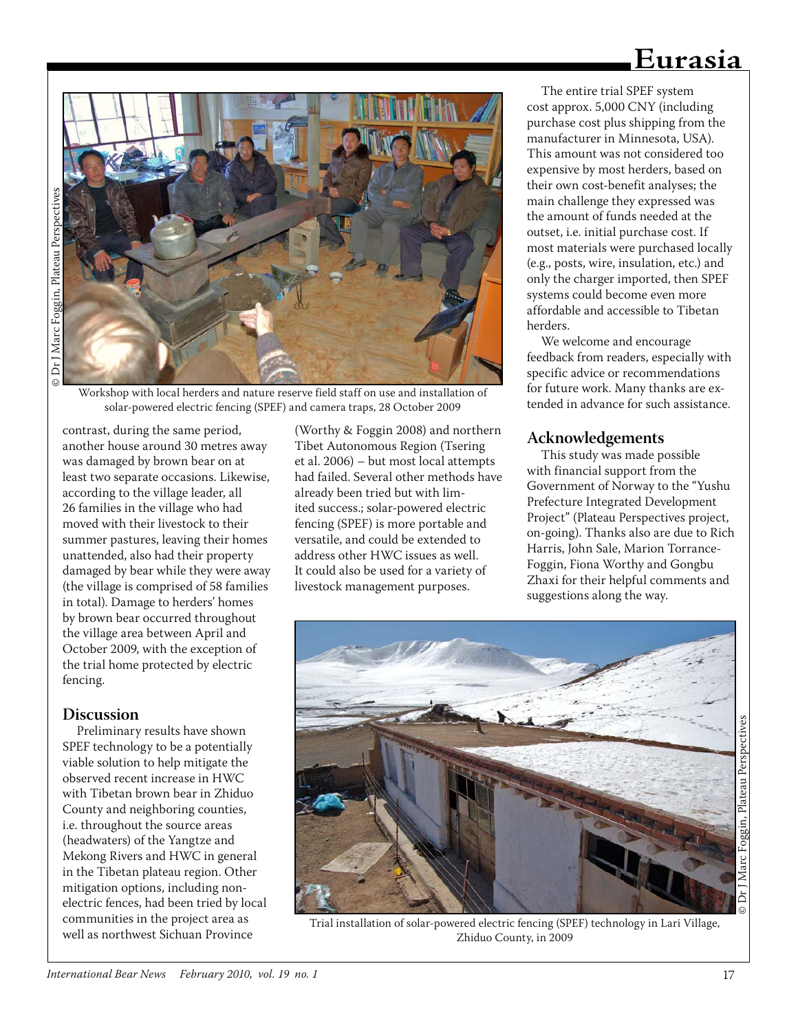Workshop with local herders and nature reserve field staff on use and installation of solar-powered electric fencing (SPEF) and camera traps, 28 October 2009

contrast, during the same period, another house around 30 metres away was damaged by brown bear on at least two separate occasions. Likewise, according to the village leader, all 26 families in the village who had moved with their livestock to their summer pastures, leaving their homes unattended, also had their property damaged by bear while they were away (the village is comprised of 58 families in total). Damage to herders' homes by brown bear occurred throughout the village area between April and October 2009, with the exception of the trial home protected by electric fencing.

## Discussion

Preliminary results have shown SPEF technology to be a potentially viable solution to help mitigate the observed recent increase in HWC with Tibetan brown bear in Zhiduo County and neighboring counties, i.e. throughout the source areas (headwaters) of the Yangtze and Mekong Rivers and HWC in general in the Tibetan plateau region. Other mitigation options, including non-electric fences, had been tried by local communities in the project area as well as northwest Sichuan Province (Worthy & Foggin 2008) and northern Tibet Autonomous Region (Tsering et al. 2006) – but most local attempts had failed. Several other methods have already been tried but with limited success.; solar-powered electric fencing (SPEF) is more portable and versatile, and could be extended to address other HWC issues as well. It could also be used for a variety of livestock management purposes.

The entire trial SPEF system cost approx. 5,000 CNY (including purchase cost plus shipping from the manufacturer in Minnesota, USA). This amount was not considered too expensive by most herders, based on their own cost-benefit analyses; the main challenge they expressed was the amount of funds needed at the outset, i.e. initial purchase cost. If most materials were purchased locally (e.g., posts, wire, insulation, etc.) and only the charger imported, then SPEF systems could become even more affordable and accessible to Tibetan herders.

We welcome and encourage feedback from readers, especially with specific advice or recommendations for future work. Many thanks are extended in advance for such assistance.

## Acknowledgements

This study was made possible with financial support from the Government of Norway to the "Yushu Prefecture Integrated Development Project" (Plateau Perspectives project, on-going). Thanks also are due to Rich Harris, John Sale, Marion Torrance-Foggin, Fiona Worthy and Gongbu Zhaxi for their helpful comments and suggestions along the way.

Trial installation of solar-powered electric fencing (SPEF) technology in Lari Village, Zhiduo County, in 2009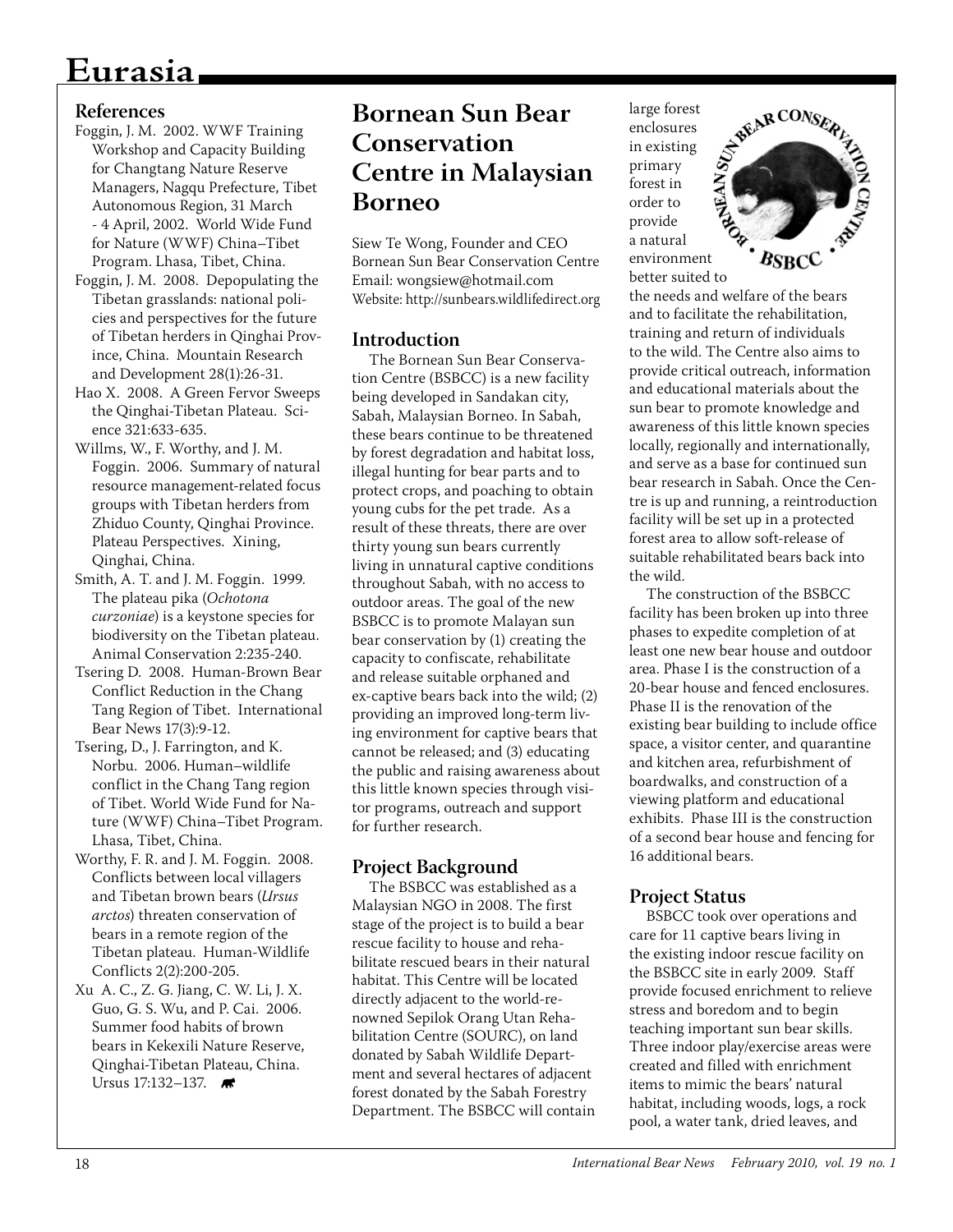# Eurasia

### References

Foggin, J. M. 2002. WWF Training Workshop and Capacity Building for Changtang Nature Reserve Managers, Nagqu Prefecture, Tibet Autonomous Region, 31 March - 4 April, 2002. World Wide Fund for Nature (WWF) China–Tibet Program. Lhasa, Tibet, China.

Foggin, J. M. 2008. Depopulating the Tibetan grasslands: national policies and perspectives for the future of Tibetan herders in Qinghai Province, China. Mountain Research and Development 28(1):26-31.

Hao X. 2008. A Green Fervor Sweeps the Qinghai-Tibetan Plateau. Science 321:633-635.

Willms, W., F. Worthy, and J. M. Foggin. 2006. Summary of natural resource management-related focus groups with Tibetan herders from Zhiduo County, Qinghai Province. Plateau Perspectives. Xining, Qinghai, China.

Smith, A. T. and J. M. Foggin. 1999. The plateau pika (*Ochotona curzoniae*) is a keystone species for biodiversity on the Tibetan plateau. Animal Conservation 2:235-240.

Tsering D. 2008. Human-Brown Bear Conflict Reduction in the Chang Tang Region of Tibet. International Bear News 17(3):9-12.

Tsering, D., J. Farrington, and K. Norbu. 2006. Human–wildlife conflict in the Chang Tang region of Tibet. World Wide Fund for Nature (WWF) China–Tibet Program. Lhasa, Tibet, China.

Worthy, F. R. and J. M. Foggin. 2008. Conflicts between local villagers and Tibetan brown bears (*Ursus arctos*) threaten conservation of bears in a remote region of the Tibetan plateau. Human-Wildlife Conflicts 2(2):200-205.

Xu A. C., Z. G. Jiang, C. W. Li, J. X. Guo, G. S. Wu, and P. Cai. 2006. Summer food habits of brown bears in Kekexili Nature Reserve, Qinghai-Tibetan Plateau, China. Ursus 17:132–137.

## Bornean Sun Bear Conservation Centre in Malaysian Borneo

Siew Te Wong, Founder and CEO
Bornean Sun Bear Conservation Centre
Email: wongsiew@hotmail.com
Website: http://sunbears.wildlifedirect.org

### Introduction

The Bornean Sun Bear Conservation Centre (BSBCC) is a new facility being developed in Sandakan city, Sabah, Malaysian Borneo. In Sabah, these bears continue to be threatened by forest degradation and habitat loss, illegal hunting for bear parts and to protect crops, and poaching to obtain young cubs for the pet trade. As a result of these threats, there are over thirty young sun bears currently living in unnatural captive conditions throughout Sabah, with no access to outdoor areas. The goal of the new BSBCC is to promote Malayan sun bear conservation by (1) creating the capacity to confiscate, rehabilitate and release suitable orphaned and ex-captive bears back into the wild; (2) providing an improved long-term living environment for captive bears that cannot be released; and (3) educating the public and raising awareness about this little known species through visitor programs, outreach and support for further research.

### Project Background

The BSBCC was established as a Malaysian NGO in 2008. The first stage of the project is to build a bear rescue facility to house and rehabilitate rescued bears in their natural habitat. This Centre will be located directly adjacent to the world-renowned Sepilok Orang Utan Rehabilitation Centre (SOURC), on land donated by Sabah Wildlife Department and several hectares of adjacent forest donated by the Sabah Forestry Department. The BSBCC will contain large forest enclosures in existing primary forest in order to provide a natural environment better suited to the needs and welfare of the bears and to facilitate the rehabilitation, training and return of individuals to the wild. The Centre also aims to provide critical outreach, information and educational materials about the sun bear to promote knowledge and awareness of this little known species locally, regionally and internationally, and serve as a base for continued sun bear research in Sabah. Once the Centre is up and running, a reintroduction facility will be set up in a protected forest area to allow soft-release of suitable rehabilitated bears back into the wild.

The construction of the BSBCC facility has been broken up into three phases to expedite completion of at least one new bear house and outdoor area. Phase I is the construction of a 20-bear house and fenced enclosures. Phase II is the renovation of the existing bear building to include office space, a visitor center, and quarantine and kitchen area, refurbishment of boardwalks, and construction of a viewing platform and educational exhibits. Phase III is the construction of a second bear house and fencing for 16 additional bears.

### Project Status

BSBCC took over operations and care for 11 captive bears living in the existing indoor rescue facility on the BSBCC site in early 2009. Staff provide focused enrichment to relieve stress and boredom and to begin teaching important sun bear skills. Three indoor play/exercise areas were created and filled with enrichment items to mimic the bears' natural habitat, including woods, logs, a rock pool, a water tank, dried leaves, and